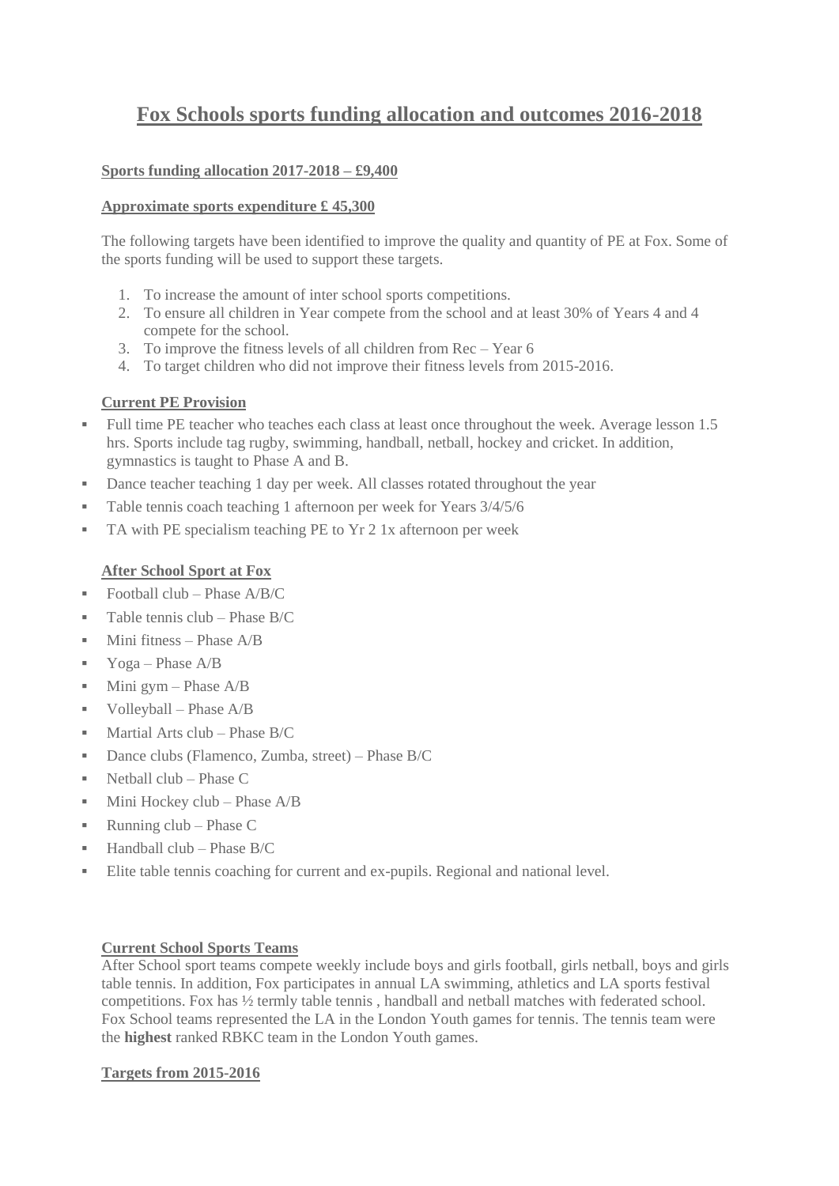# Fox Schools sports funding allocation and outcomes 2016-2018

**Sports funding allocation 2017-2018 – £9,400**

**Approximate sports expenditure £ 45,300**

The following targets have been identified to improve the quality and quantity of PE at Fox. Some of the sports funding will be used to support these targets.

1. To increase the amount of inter school sports competitions.
2. To ensure all children in Year compete from the school and at least 30% of Years 4 and 4 compete for the school.
3. To improve the fitness levels of all children from Rec – Year 6
4. To target children who did not improve their fitness levels from 2015-2016.

**Current PE Provision**

- Full time PE teacher who teaches each class at least once throughout the week. Average lesson 1.5 hrs. Sports include tag rugby, swimming, handball, netball, hockey and cricket. In addition, gymnastics is taught to Phase A and B.
- Dance teacher teaching 1 day per week. All classes rotated throughout the year
- Table tennis coach teaching 1 afternoon per week for Years 3/4/5/6
- TA with PE specialism teaching PE to Yr 2 1x afternoon per week

**After School Sport at Fox**

- Football club – Phase A/B/C
- Table tennis club – Phase B/C
- Mini fitness – Phase A/B
- Yoga – Phase A/B
- Mini gym – Phase A/B
- Volleyball – Phase A/B
- Martial Arts club – Phase B/C
- Dance clubs (Flamenco, Zumba, street) – Phase B/C
- Netball club – Phase C
- Mini Hockey club – Phase A/B
- Running club – Phase C
- Handball club – Phase B/C
- Elite table tennis coaching for current and ex-pupils. Regional and national level.

**Current School Sports Teams**

After School sport teams compete weekly include boys and girls football, girls netball, boys and girls table tennis. In addition, Fox participates in annual LA swimming, athletics and LA sports festival competitions. Fox has ½ termly table tennis , handball and netball matches with federated school. Fox School teams represented the LA in the London Youth games for tennis. The tennis team were the **highest** ranked RBKC team in the London Youth games.

**Targets from 2015-2016**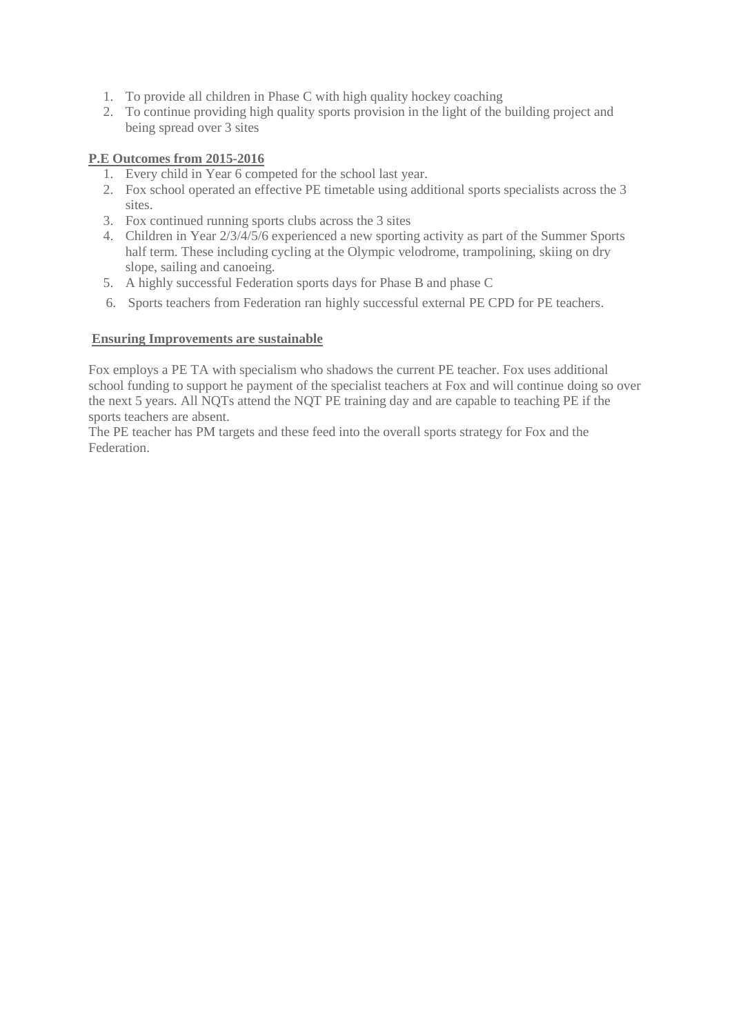1. To provide all children in Phase C with high quality hockey coaching
2. To continue providing high quality sports provision in the light of the building project and being spread over 3 sites

**P.E Outcomes from 2015-2016**

1. Every child in Year 6 competed for the school last year.
2. Fox school operated an effective PE timetable using additional sports specialists across the 3 sites.
3. Fox continued running sports clubs across the 3 sites
4. Children in Year 2/3/4/5/6 experienced a new sporting activity as part of the Summer Sports half term. These including cycling at the Olympic velodrome, trampolining, skiing on dry slope, sailing and canoeing.
5. A highly successful Federation sports days for Phase B and phase C
6. Sports teachers from Federation ran highly successful external PE CPD for PE teachers.

**Ensuring Improvements are sustainable**

Fox employs a PE TA with specialism who shadows the current PE teacher. Fox uses additional school funding to support he payment of the specialist teachers at Fox and will continue doing so over the next 5 years. All NQTs attend the NQT PE training day and are capable to teaching PE if the sports teachers are absent.
The PE teacher has PM targets and these feed into the overall sports strategy for Fox and the Federation.